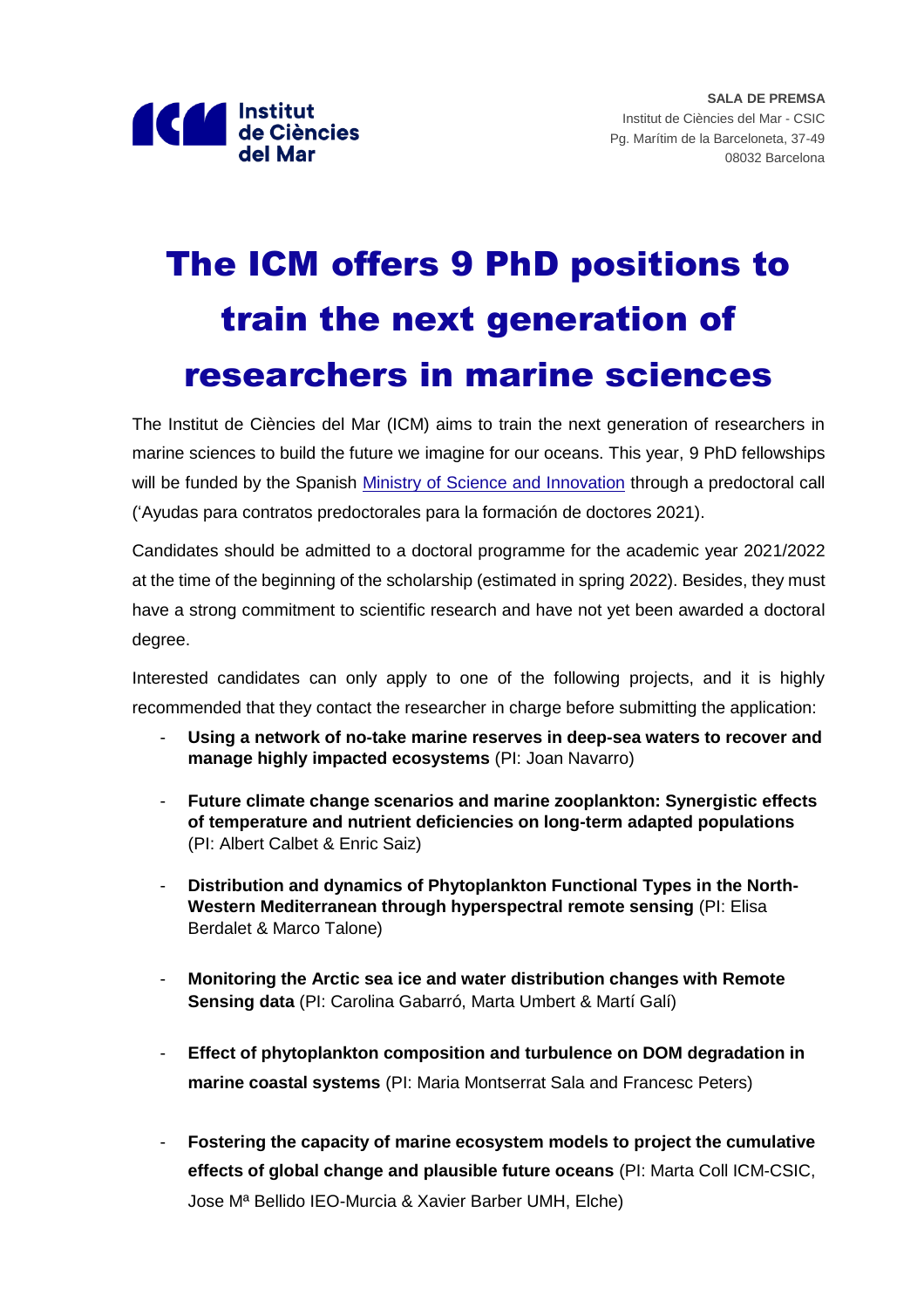SALA DE PREMSA
Institut de Ciències del Mar - CSIC
Pg. Marítim de la Barceloneta, 37-49
08032 Barcelona

# The ICM offers 9 PhD positions to train the next generation of researchers in marine sciences

The Institut de Ciències del Mar (ICM) aims to train the next generation of researchers in marine sciences to build the future we imagine for our oceans. This year, 9 PhD fellowships will be funded by the Spanish Ministry of Science and Innovation through a predoctoral call ('Ayudas para contratos predoctorales para la formación de doctores 2021).

Candidates should be admitted to a doctoral programme for the academic year 2021/2022 at the time of the beginning of the scholarship (estimated in spring 2022). Besides, they must have a strong commitment to scientific research and have not yet been awarded a doctoral degree.

Interested candidates can only apply to one of the following projects, and it is highly recommended that they contact the researcher in charge before submitting the application:

- **Using a network of no-take marine reserves in deep-sea waters to recover and manage highly impacted ecosystems** (PI: Joan Navarro)
- **Future climate change scenarios and marine zooplankton: Synergistic effects of temperature and nutrient deficiencies on long-term adapted populations** (PI: Albert Calbet & Enric Saiz)
- **Distribution and dynamics of Phytoplankton Functional Types in the North-Western Mediterranean through hyperspectral remote sensing** (PI: Elisa Berdalet & Marco Talone)
- **Monitoring the Arctic sea ice and water distribution changes with Remote Sensing data** (PI: Carolina Gabarró, Marta Umbert & Martí Galí)
- **Effect of phytoplankton composition and turbulence on DOM degradation in marine coastal systems** (PI: Maria Montserrat Sala and Francesc Peters)
- **Fostering the capacity of marine ecosystem models to project the cumulative effects of global change and plausible future oceans** (PI: Marta Coll ICM-CSIC, Jose Mª Bellido IEO-Murcia & Xavier Barber UMH, Elche)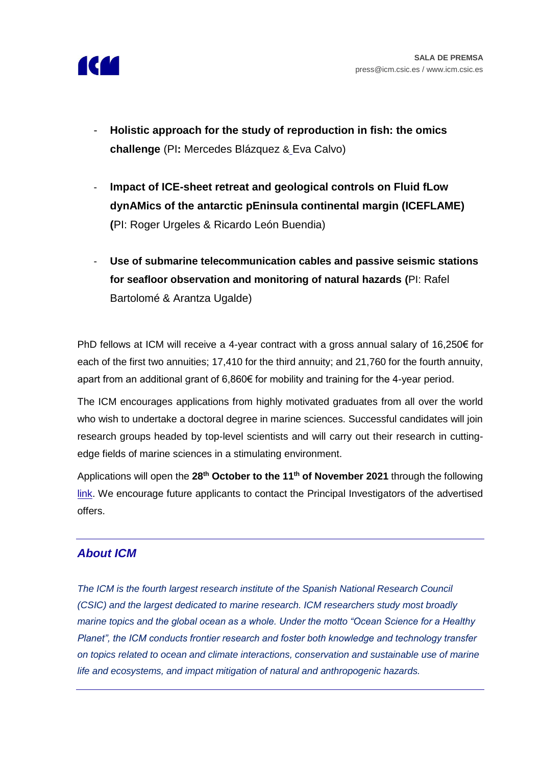- **Holistic approach for the study of reproduction in fish: the omics challenge** (PI**:** Mercedes Blázquez & Eva Calvo)

- **Impact of ICE-sheet retreat and geological controls on Fluid fLow dynAMics of the antarctic pEninsula continental margin (ICEFLAME) (**PI: Roger Urgeles & Ricardo León Buendia)

- **Use of submarine telecommunication cables and passive seismic stations for seafloor observation and monitoring of natural hazards (**PI: Rafel Bartolomé & Arantza Ugalde)

PhD fellows at ICM will receive a 4-year contract with a gross annual salary of 16,250€ for each of the first two annuities; 17,410 for the third annuity; and 21,760 for the fourth annuity, apart from an additional grant of 6,860€ for mobility and training for the 4-year period.

The ICM encourages applications from highly motivated graduates from all over the world who wish to undertake a doctoral degree in marine sciences. Successful candidates will join research groups headed by top-level scientists and will carry out their research in cutting-edge fields of marine sciences in a stimulating environment.

Applications will open the **28th October to the 11th of November 2021** through the following link. We encourage future applicants to contact the Principal Investigators of the advertised offers.

---

## *About ICM*

*The ICM is the fourth largest research institute of the Spanish National Research Council (CSIC) and the largest dedicated to marine research. ICM researchers study most broadly marine topics and the global ocean as a whole. Under the motto "Ocean Science for a Healthy Planet", the ICM conducts frontier research and foster both knowledge and technology transfer on topics related to ocean and climate interactions, conservation and sustainable use of marine life and ecosystems, and impact mitigation of natural and anthropogenic hazards.*

---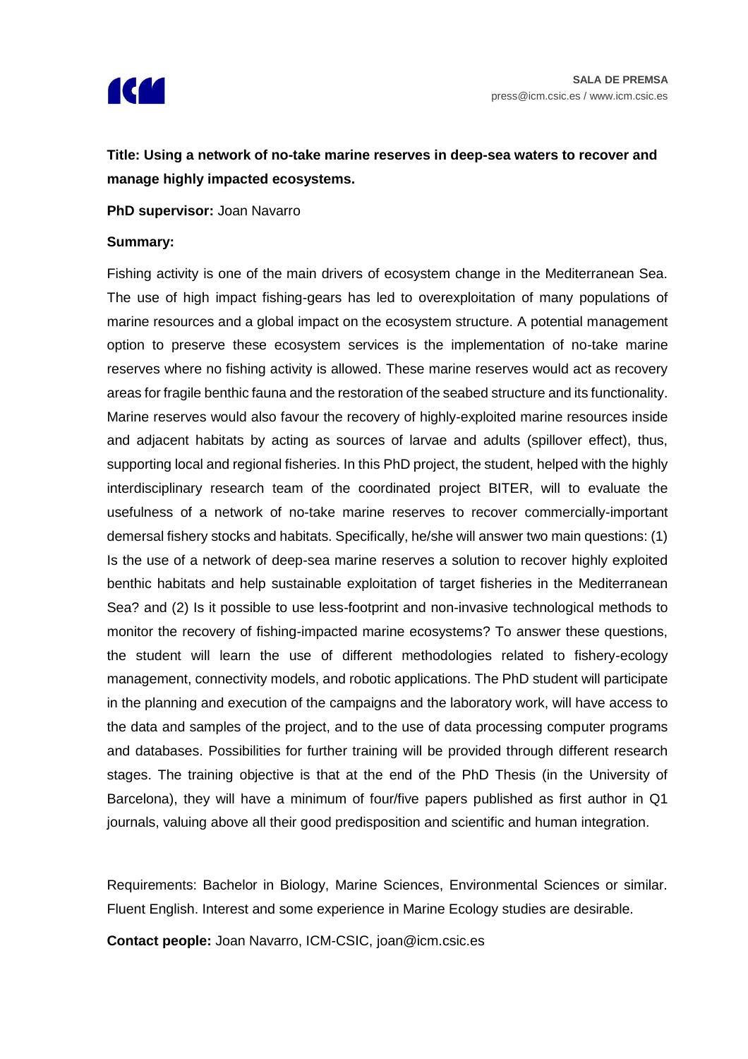**Title: Using a network of no-take marine reserves in deep-sea waters to recover and manage highly impacted ecosystems.**

**PhD supervisor:** Joan Navarro

**Summary:**

Fishing activity is one of the main drivers of ecosystem change in the Mediterranean Sea. The use of high impact fishing-gears has led to overexploitation of many populations of marine resources and a global impact on the ecosystem structure. A potential management option to preserve these ecosystem services is the implementation of no-take marine reserves where no fishing activity is allowed. These marine reserves would act as recovery areas for fragile benthic fauna and the restoration of the seabed structure and its functionality. Marine reserves would also favour the recovery of highly-exploited marine resources inside and adjacent habitats by acting as sources of larvae and adults (spillover effect), thus, supporting local and regional fisheries. In this PhD project, the student, helped with the highly interdisciplinary research team of the coordinated project BITER, will to evaluate the usefulness of a network of no-take marine reserves to recover commercially-important demersal fishery stocks and habitats. Specifically, he/she will answer two main questions: (1) Is the use of a network of deep-sea marine reserves a solution to recover highly exploited benthic habitats and help sustainable exploitation of target fisheries in the Mediterranean Sea? and (2) Is it possible to use less-footprint and non-invasive technological methods to monitor the recovery of fishing-impacted marine ecosystems? To answer these questions, the student will learn the use of different methodologies related to fishery-ecology management, connectivity models, and robotic applications. The PhD student will participate in the planning and execution of the campaigns and the laboratory work, will have access to the data and samples of the project, and to the use of data processing computer programs and databases. Possibilities for further training will be provided through different research stages. The training objective is that at the end of the PhD Thesis (in the University of Barcelona), they will have a minimum of four/five papers published as first author in Q1 journals, valuing above all their good predisposition and scientific and human integration.

Requirements: Bachelor in Biology, Marine Sciences, Environmental Sciences or similar. Fluent English. Interest and some experience in Marine Ecology studies are desirable.

**Contact people:** Joan Navarro, ICM-CSIC, joan@icm.csic.es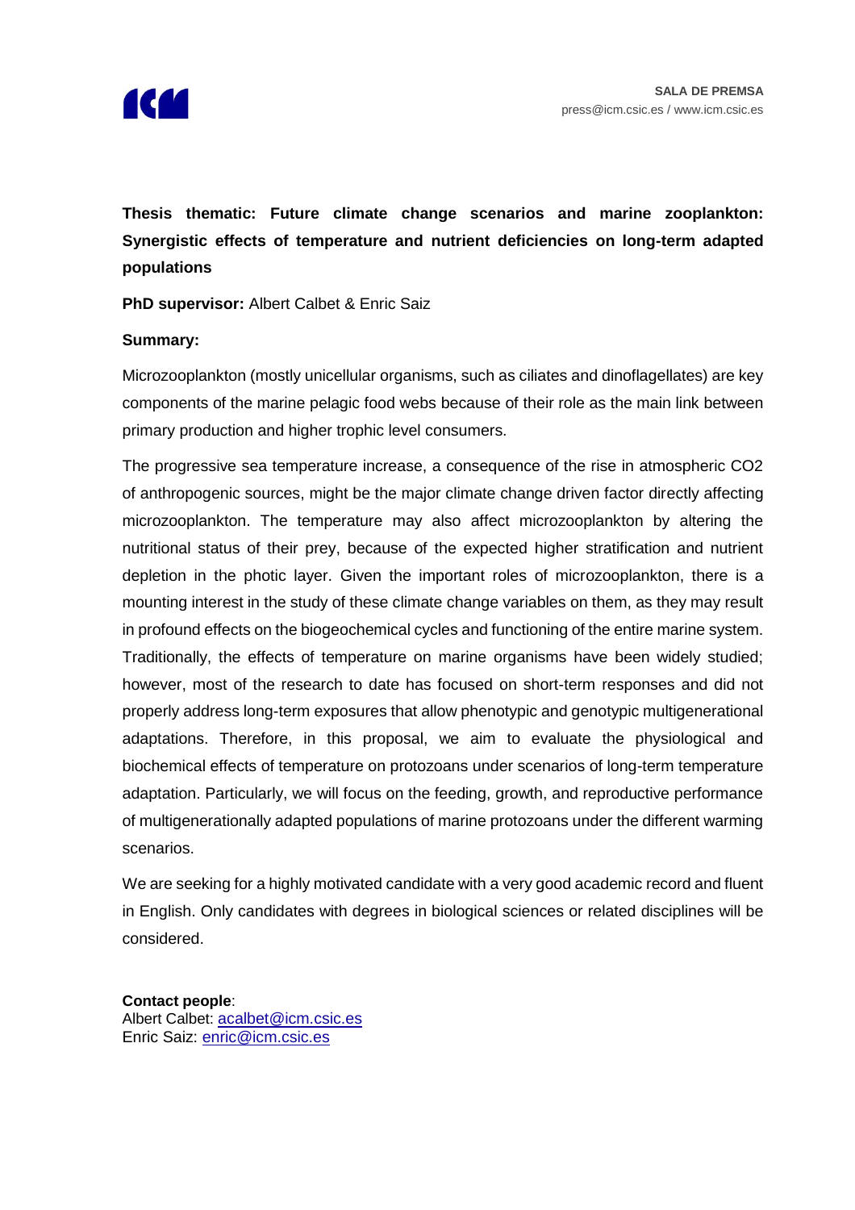**Thesis thematic: Future climate change scenarios and marine zooplankton: Synergistic effects of temperature and nutrient deficiencies on long-term adapted populations**

**PhD supervisor:** Albert Calbet & Enric Saiz

**Summary:**

Microzooplankton (mostly unicellular organisms, such as ciliates and dinoflagellates) are key components of the marine pelagic food webs because of their role as the main link between primary production and higher trophic level consumers.

The progressive sea temperature increase, a consequence of the rise in atmospheric $CO_2$ of anthropogenic sources, might be the major climate change driven factor directly affecting microzooplankton. The temperature may also affect microzooplankton by altering the nutritional status of their prey, because of the expected higher stratification and nutrient depletion in the photic layer. Given the important roles of microzooplankton, there is a mounting interest in the study of these climate change variables on them, as they may result in profound effects on the biogeochemical cycles and functioning of the entire marine system. Traditionally, the effects of temperature on marine organisms have been widely studied; however, most of the research to date has focused on short-term responses and did not properly address long-term exposures that allow phenotypic and genotypic multigenerational adaptations. Therefore, in this proposal, we aim to evaluate the physiological and biochemical effects of temperature on protozoans under scenarios of long-term temperature adaptation. Particularly, we will focus on the feeding, growth, and reproductive performance of multigenerationally adapted populations of marine protozoans under the different warming scenarios.

We are seeking for a highly motivated candidate with a very good academic record and fluent in English. Only candidates with degrees in biological sciences or related disciplines will be considered.

**Contact people**:
Albert Calbet: acalbet@icm.csic.es
Enric Saiz: enric@icm.csic.es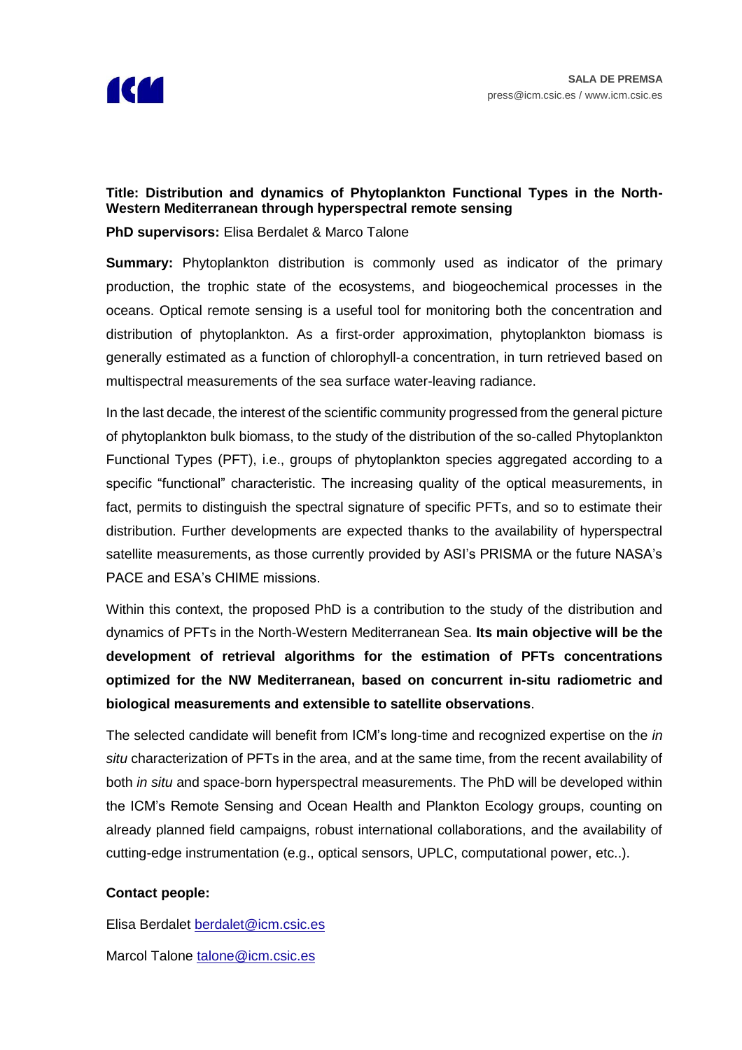**Title: Distribution and dynamics of Phytoplankton Functional Types in the North-Western Mediterranean through hyperspectral remote sensing**

**PhD supervisors:** Elisa Berdalet & Marco Talone

**Summary:** Phytoplankton distribution is commonly used as indicator of the primary production, the trophic state of the ecosystems, and biogeochemical processes in the oceans. Optical remote sensing is a useful tool for monitoring both the concentration and distribution of phytoplankton. As a first-order approximation, phytoplankton biomass is generally estimated as a function of chlorophyll-a concentration, in turn retrieved based on multispectral measurements of the sea surface water-leaving radiance.

In the last decade, the interest of the scientific community progressed from the general picture of phytoplankton bulk biomass, to the study of the distribution of the so-called Phytoplankton Functional Types (PFT), i.e., groups of phytoplankton species aggregated according to a specific "functional" characteristic. The increasing quality of the optical measurements, in fact, permits to distinguish the spectral signature of specific PFTs, and so to estimate their distribution. Further developments are expected thanks to the availability of hyperspectral satellite measurements, as those currently provided by ASI's PRISMA or the future NASA's PACE and ESA's CHIME missions.

Within this context, the proposed PhD is a contribution to the study of the distribution and dynamics of PFTs in the North-Western Mediterranean Sea. **Its main objective will be the development of retrieval algorithms for the estimation of PFTs concentrations optimized for the NW Mediterranean, based on concurrent in-situ radiometric and biological measurements and extensible to satellite observations**.

The selected candidate will benefit from ICM's long-time and recognized expertise on the *in situ* characterization of PFTs in the area, and at the same time, from the recent availability of both *in situ* and space-born hyperspectral measurements. The PhD will be developed within the ICM's Remote Sensing and Ocean Health and Plankton Ecology groups, counting on already planned field campaigns, robust international collaborations, and the availability of cutting-edge instrumentation (e.g., optical sensors, UPLC, computational power, etc..).

**Contact people:**

Elisa Berdalet berdalet@icm.csic.es

Marcol Talone talone@icm.csic.es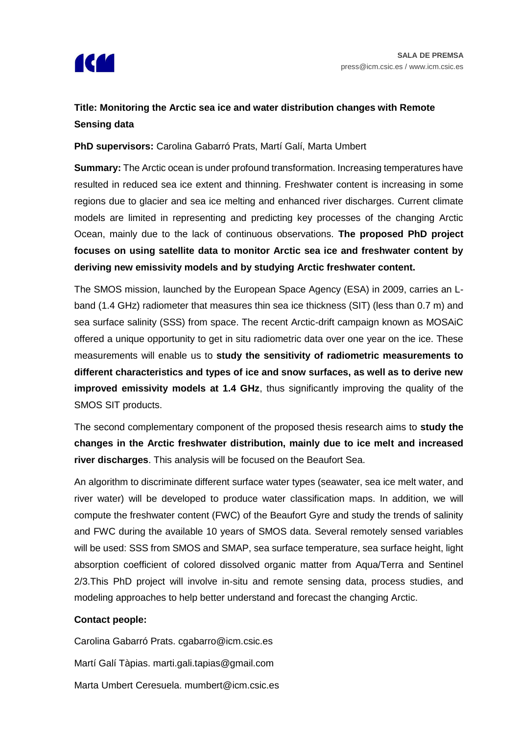**Title: Monitoring the Arctic sea ice and water distribution changes with Remote Sensing data**

**PhD supervisors:** Carolina Gabarró Prats, Martí Galí, Marta Umbert

**Summary:** The Arctic ocean is under profound transformation. Increasing temperatures have resulted in reduced sea ice extent and thinning. Freshwater content is increasing in some regions due to glacier and sea ice melting and enhanced river discharges. Current climate models are limited in representing and predicting key processes of the changing Arctic Ocean, mainly due to the lack of continuous observations. **The proposed PhD project focuses on using satellite data to monitor Arctic sea ice and freshwater content by deriving new emissivity models and by studying Arctic freshwater content.**

The SMOS mission, launched by the European Space Agency (ESA) in 2009, carries an L-band (1.4 GHz) radiometer that measures thin sea ice thickness (SIT) (less than 0.7 m) and sea surface salinity (SSS) from space. The recent Arctic-drift campaign known as MOSAiC offered a unique opportunity to get in situ radiometric data over one year on the ice. These measurements will enable us to **study the sensitivity of radiometric measurements to different characteristics and types of ice and snow surfaces, as well as to derive new improved emissivity models at 1.4 GHz**, thus significantly improving the quality of the SMOS SIT products.

The second complementary component of the proposed thesis research aims to **study the changes in the Arctic freshwater distribution, mainly due to ice melt and increased river discharges**. This analysis will be focused on the Beaufort Sea.

An algorithm to discriminate different surface water types (seawater, sea ice melt water, and river water) will be developed to produce water classification maps. In addition, we will compute the freshwater content (FWC) of the Beaufort Gyre and study the trends of salinity and FWC during the available 10 years of SMOS data. Several remotely sensed variables will be used: SSS from SMOS and SMAP, sea surface temperature, sea surface height, light absorption coefficient of colored dissolved organic matter from Aqua/Terra and Sentinel 2/3.This PhD project will involve in-situ and remote sensing data, process studies, and modeling approaches to help better understand and forecast the changing Arctic.

**Contact people:**

Carolina Gabarró Prats. cgabarro@icm.csic.es

Martí Galí Tàpias. marti.gali.tapias@gmail.com

Marta Umbert Ceresuela. mumbert@icm.csic.es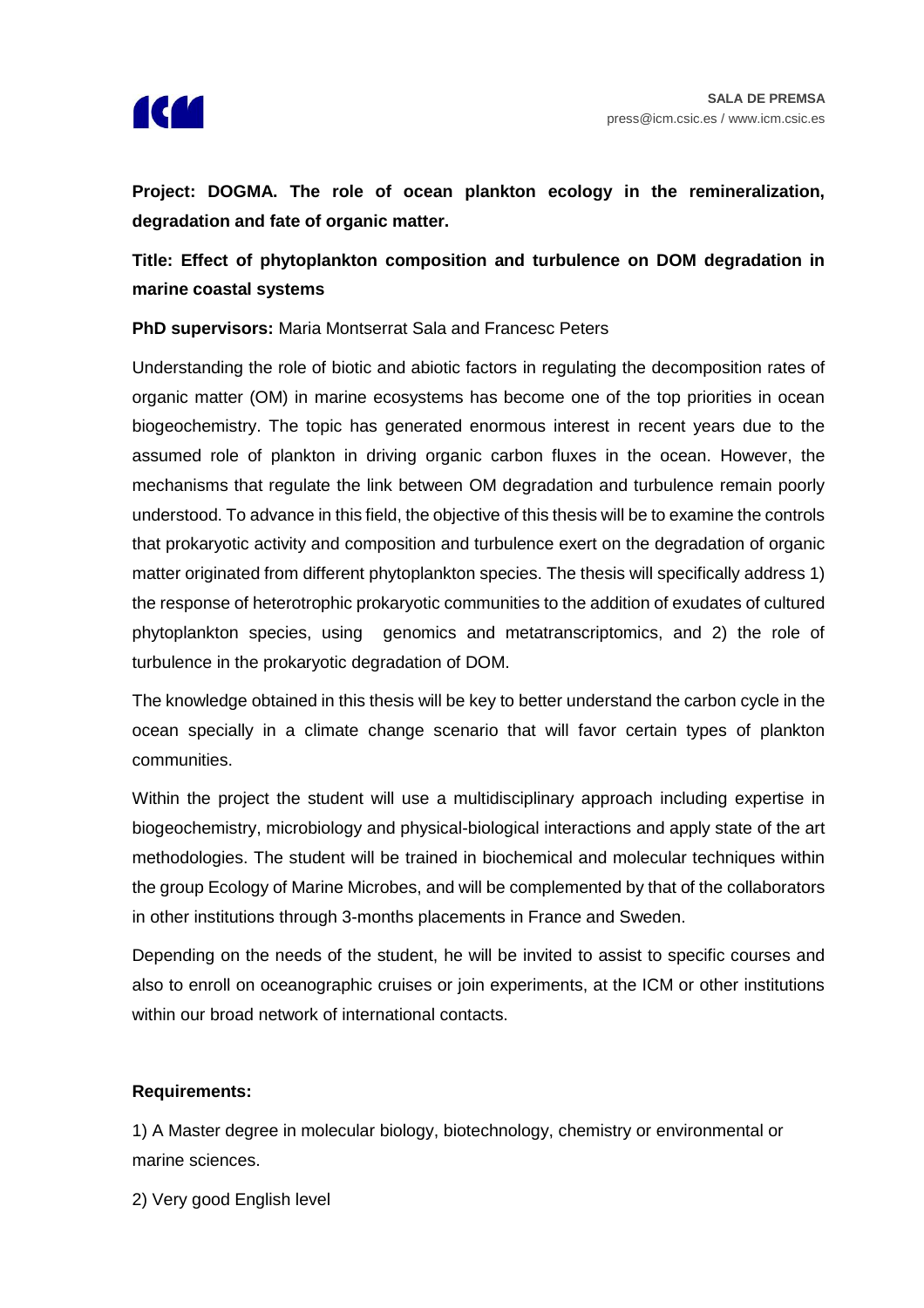**Project: DOGMA. The role of ocean plankton ecology in the remineralization, degradation and fate of organic matter.**

**Title: Effect of phytoplankton composition and turbulence on DOM degradation in marine coastal systems**

**PhD supervisors:** Maria Montserrat Sala and Francesc Peters

Understanding the role of biotic and abiotic factors in regulating the decomposition rates of organic matter (OM) in marine ecosystems has become one of the top priorities in ocean biogeochemistry. The topic has generated enormous interest in recent years due to the assumed role of plankton in driving organic carbon fluxes in the ocean. However, the mechanisms that regulate the link between OM degradation and turbulence remain poorly understood. To advance in this field, the objective of this thesis will be to examine the controls that prokaryotic activity and composition and turbulence exert on the degradation of organic matter originated from different phytoplankton species. The thesis will specifically address 1) the response of heterotrophic prokaryotic communities to the addition of exudates of cultured phytoplankton species, using genomics and metatranscriptomics, and 2) the role of turbulence in the prokaryotic degradation of DOM.

The knowledge obtained in this thesis will be key to better understand the carbon cycle in the ocean specially in a climate change scenario that will favor certain types of plankton communities.

Within the project the student will use a multidisciplinary approach including expertise in biogeochemistry, microbiology and physical-biological interactions and apply state of the art methodologies. The student will be trained in biochemical and molecular techniques within the group Ecology of Marine Microbes, and will be complemented by that of the collaborators in other institutions through 3-months placements in France and Sweden.

Depending on the needs of the student, he will be invited to assist to specific courses and also to enroll on oceanographic cruises or join experiments, at the ICM or other institutions within our broad network of international contacts.

**Requirements:**

1) A Master degree in molecular biology, biotechnology, chemistry or environmental or marine sciences.

2) Very good English level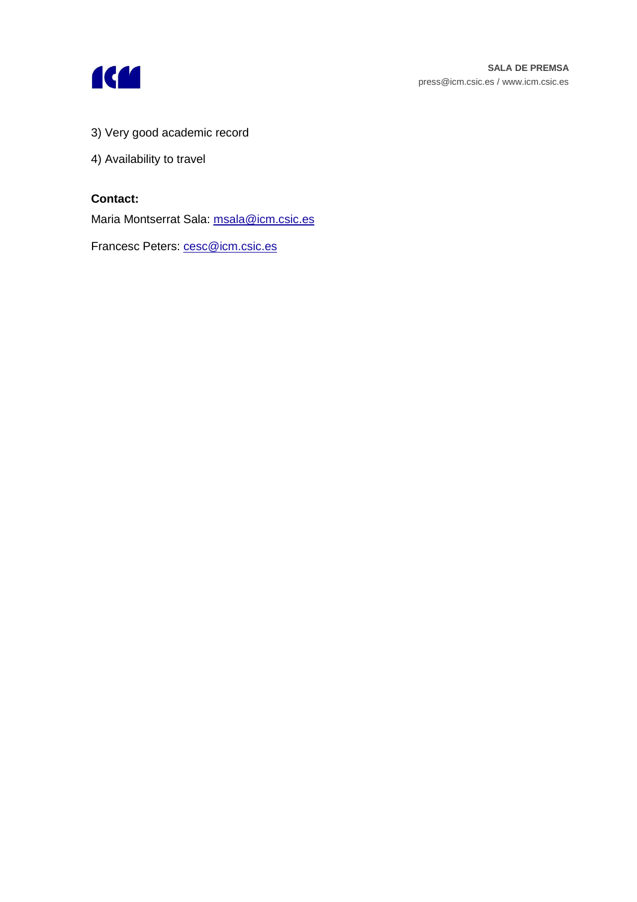3) Very good academic record

4) Availability to travel

**Contact:**

Maria Montserrat Sala: msala@icm.csic.es

Francesc Peters: cesc@icm.csic.es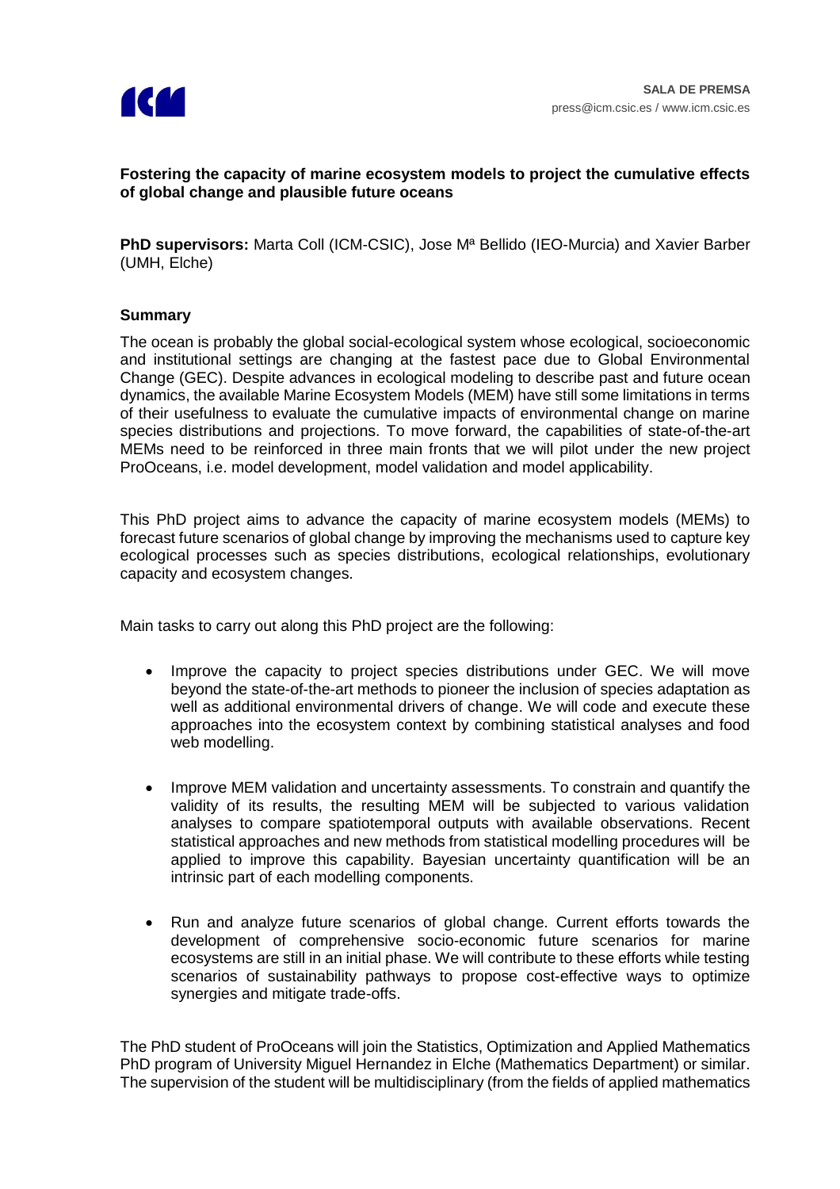**Fostering the capacity of marine ecosystem models to project the cumulative effects of global change and plausible future oceans**

**PhD supervisors:** Marta Coll (ICM-CSIC), Jose Mª Bellido (IEO-Murcia) and Xavier Barber (UMH, Elche)

**Summary**

The ocean is probably the global social-ecological system whose ecological, socioeconomic and institutional settings are changing at the fastest pace due to Global Environmental Change (GEC). Despite advances in ecological modeling to describe past and future ocean dynamics, the available Marine Ecosystem Models (MEM) have still some limitations in terms of their usefulness to evaluate the cumulative impacts of environmental change on marine species distributions and projections. To move forward, the capabilities of state-of-the-art MEMs need to be reinforced in three main fronts that we will pilot under the new project ProOceans, i.e. model development, model validation and model applicability.

This PhD project aims to advance the capacity of marine ecosystem models (MEMs) to forecast future scenarios of global change by improving the mechanisms used to capture key ecological processes such as species distributions, ecological relationships, evolutionary capacity and ecosystem changes.

Main tasks to carry out along this PhD project are the following:

- Improve the capacity to project species distributions under GEC. We will move beyond the state-of-the-art methods to pioneer the inclusion of species adaptation as well as additional environmental drivers of change. We will code and execute these approaches into the ecosystem context by combining statistical analyses and food web modelling.

- Improve MEM validation and uncertainty assessments. To constrain and quantify the validity of its results, the resulting MEM will be subjected to various validation analyses to compare spatiotemporal outputs with available observations. Recent statistical approaches and new methods from statistical modelling procedures will be applied to improve this capability. Bayesian uncertainty quantification will be an intrinsic part of each modelling components.

- Run and analyze future scenarios of global change. Current efforts towards the development of comprehensive socio-economic future scenarios for marine ecosystems are still in an initial phase. We will contribute to these efforts while testing scenarios of sustainability pathways to propose cost-effective ways to optimize synergies and mitigate trade-offs.

The PhD student of ProOceans will join the Statistics, Optimization and Applied Mathematics PhD program of University Miguel Hernandez in Elche (Mathematics Department) or similar. The supervision of the student will be multidisciplinary (from the fields of applied mathematics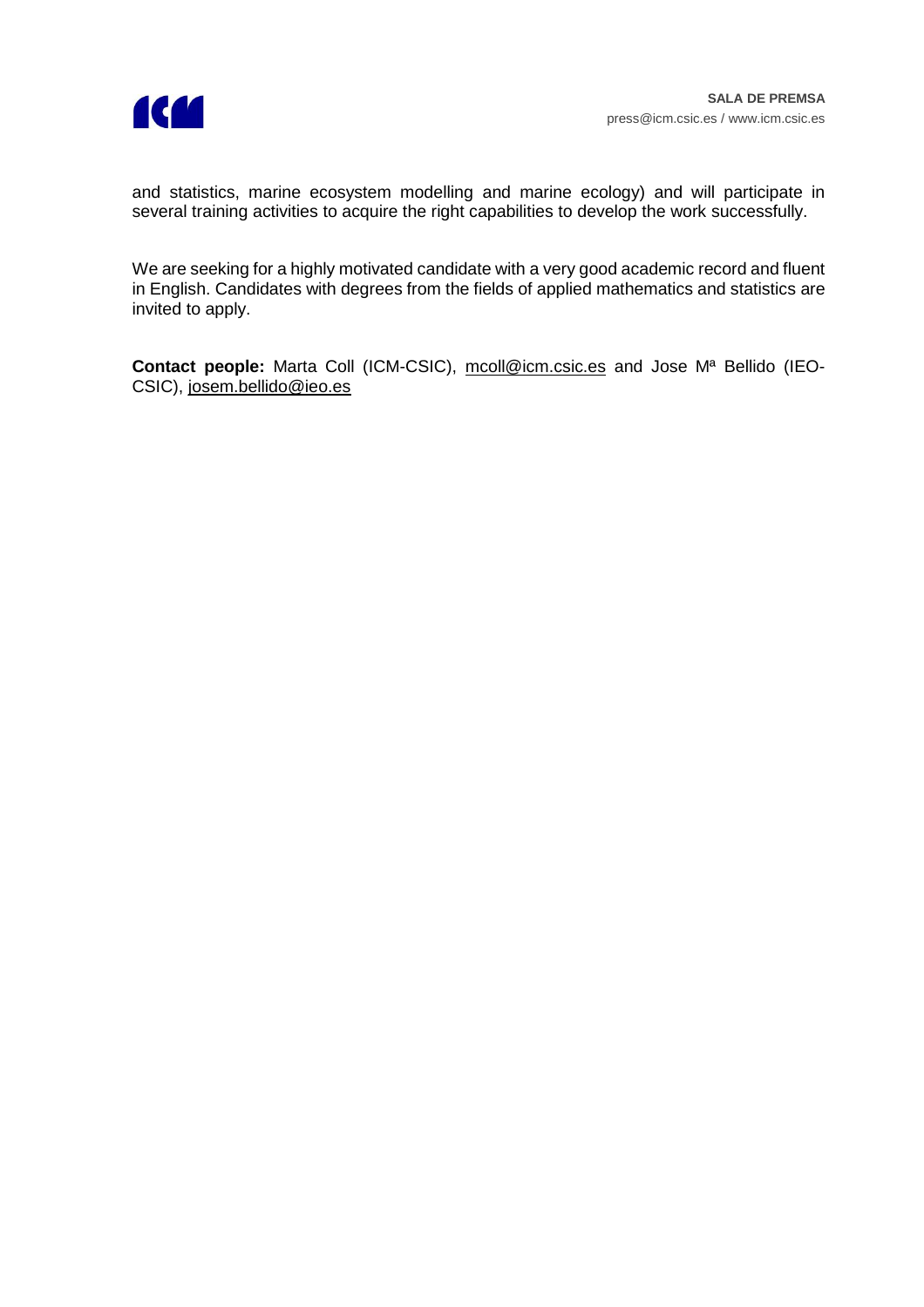and statistics, marine ecosystem modelling and marine ecology) and will participate in several training activities to acquire the right capabilities to develop the work successfully.

We are seeking for a highly motivated candidate with a very good academic record and fluent in English. Candidates with degrees from the fields of applied mathematics and statistics are invited to apply.

**Contact people:** Marta Coll (ICM-CSIC), mcoll@icm.csic.es and Jose Mª Bellido (IEO-CSIC), josem.bellido@ieo.es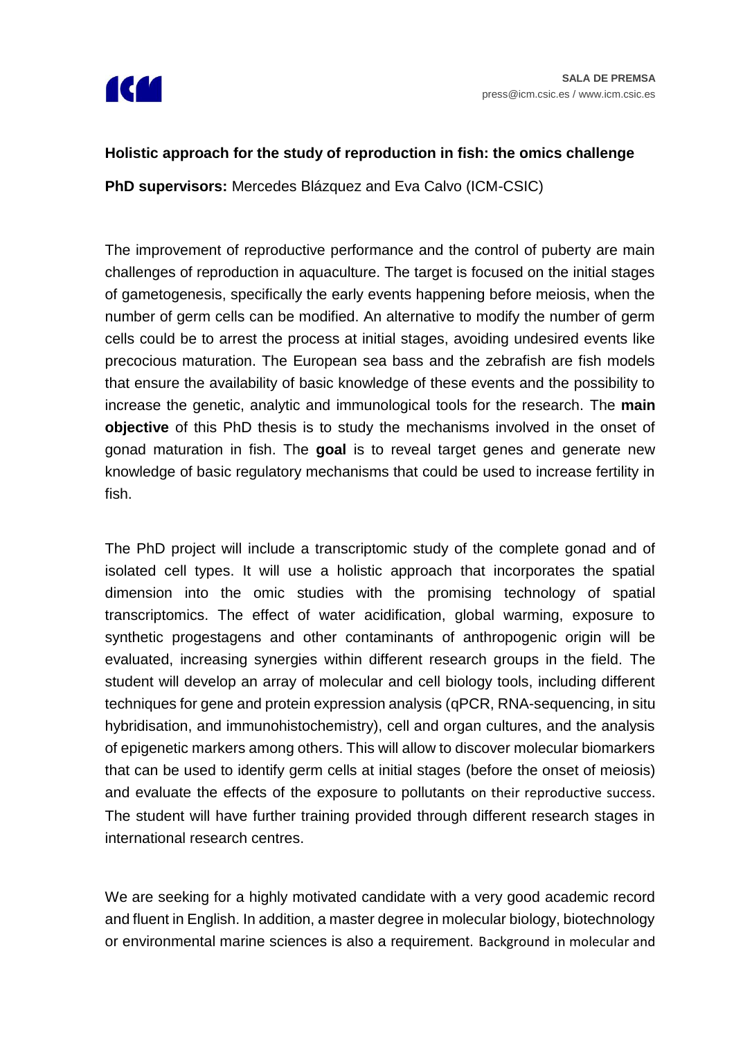**Holistic approach for the study of reproduction in fish: the omics challenge**

**PhD supervisors:** Mercedes Blázquez and Eva Calvo (ICM-CSIC)

The improvement of reproductive performance and the control of puberty are main challenges of reproduction in aquaculture. The target is focused on the initial stages of gametogenesis, specifically the early events happening before meiosis, when the number of germ cells can be modified. An alternative to modify the number of germ cells could be to arrest the process at initial stages, avoiding undesired events like precocious maturation. The European sea bass and the zebrafish are fish models that ensure the availability of basic knowledge of these events and the possibility to increase the genetic, analytic and immunological tools for the research. The **main objective** of this PhD thesis is to study the mechanisms involved in the onset of gonad maturation in fish. The **goal** is to reveal target genes and generate new knowledge of basic regulatory mechanisms that could be used to increase fertility in fish.

The PhD project will include a transcriptomic study of the complete gonad and of isolated cell types. It will use a holistic approach that incorporates the spatial dimension into the omic studies with the promising technology of spatial transcriptomics. The effect of water acidification, global warming, exposure to synthetic progestagens and other contaminants of anthropogenic origin will be evaluated, increasing synergies within different research groups in the field. The student will develop an array of molecular and cell biology tools, including different techniques for gene and protein expression analysis (qPCR, RNA-sequencing, in situ hybridisation, and immunohistochemistry), cell and organ cultures, and the analysis of epigenetic markers among others. This will allow to discover molecular biomarkers that can be used to identify germ cells at initial stages (before the onset of meiosis) and evaluate the effects of the exposure to pollutants on their reproductive success. The student will have further training provided through different research stages in international research centres.

We are seeking for a highly motivated candidate with a very good academic record and fluent in English. In addition, a master degree in molecular biology, biotechnology or environmental marine sciences is also a requirement. Background in molecular and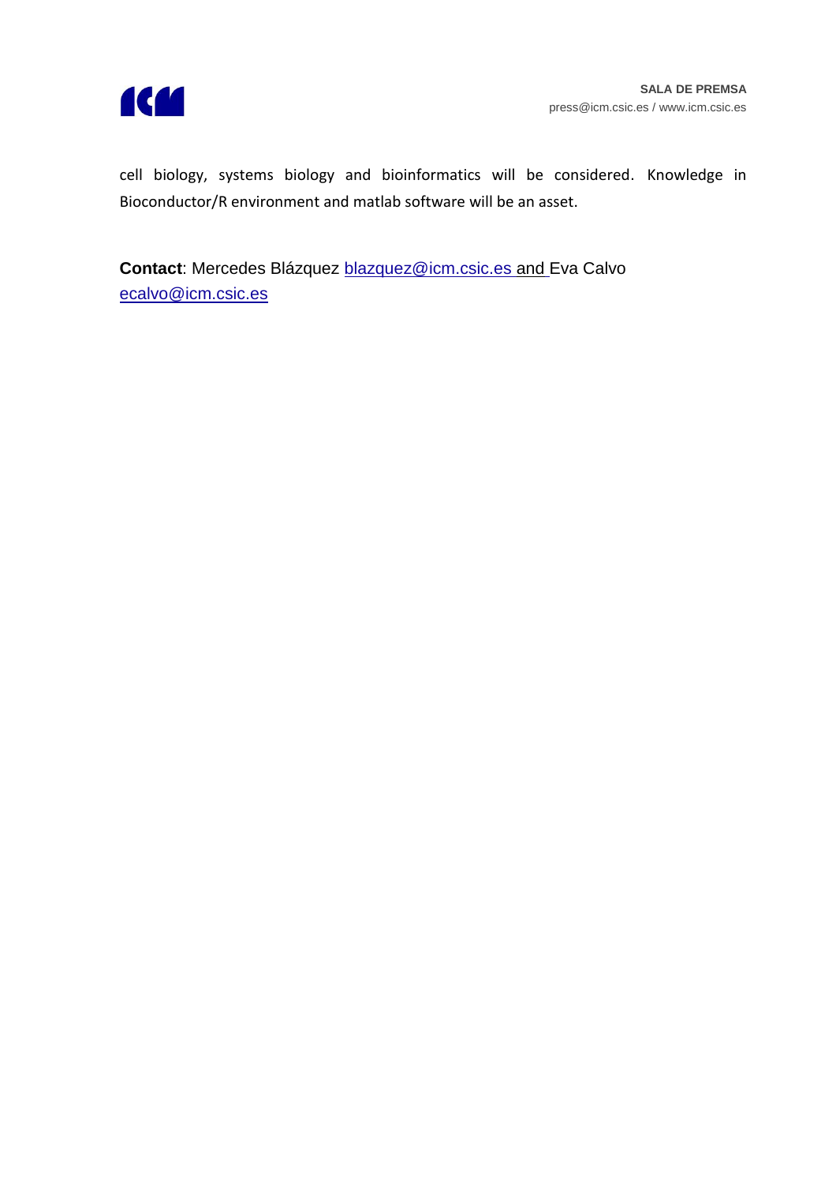cell biology, systems biology and bioinformatics will be considered. Knowledge in Bioconductor/R environment and matlab software will be an asset.

**Contact**: Mercedes Blázquez blazquez@icm.csic.es and Eva Calvo ecalvo@icm.csic.es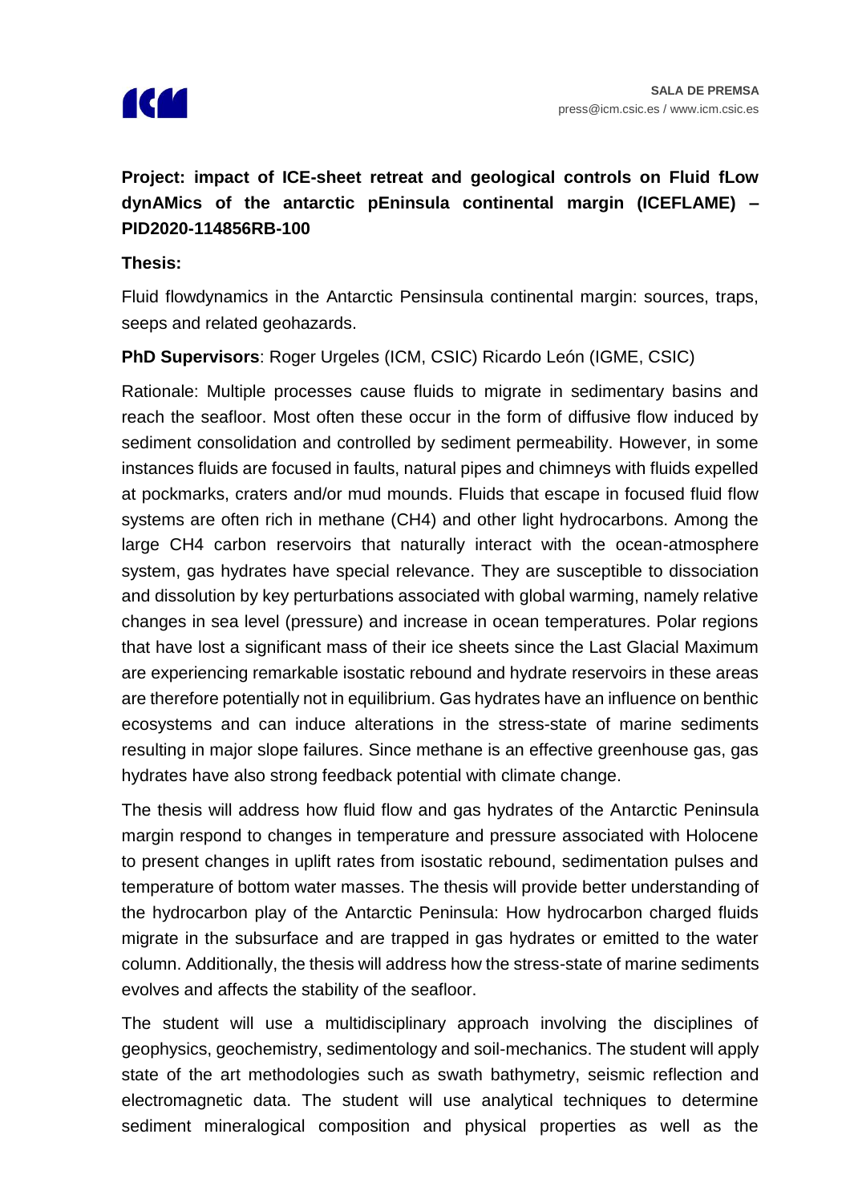**Project: impact of ICE-sheet retreat and geological controls on Fluid fLow dynAMics of the antarctic pEninsula continental margin (ICEFLAME) – PID2020-114856RB-100**

**Thesis:**

Fluid flowdynamics in the Antarctic Pensinsula continental margin: sources, traps, seeps and related geohazards.

**PhD Supervisors**: Roger Urgeles (ICM, CSIC) Ricardo León (IGME, CSIC)

Rationale: Multiple processes cause fluids to migrate in sedimentary basins and reach the seafloor. Most often these occur in the form of diffusive flow induced by sediment consolidation and controlled by sediment permeability. However, in some instances fluids are focused in faults, natural pipes and chimneys with fluids expelled at pockmarks, craters and/or mud mounds. Fluids that escape in focused fluid flow systems are often rich in methane ($CH_4$) and other light hydrocarbons. Among the large $CH_4$ carbon reservoirs that naturally interact with the ocean-atmosphere system, gas hydrates have special relevance. They are susceptible to dissociation and dissolution by key perturbations associated with global warming, namely relative changes in sea level (pressure) and increase in ocean temperatures. Polar regions that have lost a significant mass of their ice sheets since the Last Glacial Maximum are experiencing remarkable isostatic rebound and hydrate reservoirs in these areas are therefore potentially not in equilibrium. Gas hydrates have an influence on benthic ecosystems and can induce alterations in the stress-state of marine sediments resulting in major slope failures. Since methane is an effective greenhouse gas, gas hydrates have also strong feedback potential with climate change.

The thesis will address how fluid flow and gas hydrates of the Antarctic Peninsula margin respond to changes in temperature and pressure associated with Holocene to present changes in uplift rates from isostatic rebound, sedimentation pulses and temperature of bottom water masses. The thesis will provide better understanding of the hydrocarbon play of the Antarctic Peninsula: How hydrocarbon charged fluids migrate in the subsurface and are trapped in gas hydrates or emitted to the water column. Additionally, the thesis will address how the stress-state of marine sediments evolves and affects the stability of the seafloor.

The student will use a multidisciplinary approach involving the disciplines of geophysics, geochemistry, sedimentology and soil-mechanics. The student will apply state of the art methodologies such as swath bathymetry, seismic reflection and electromagnetic data. The student will use analytical techniques to determine sediment mineralogical composition and physical properties as well as the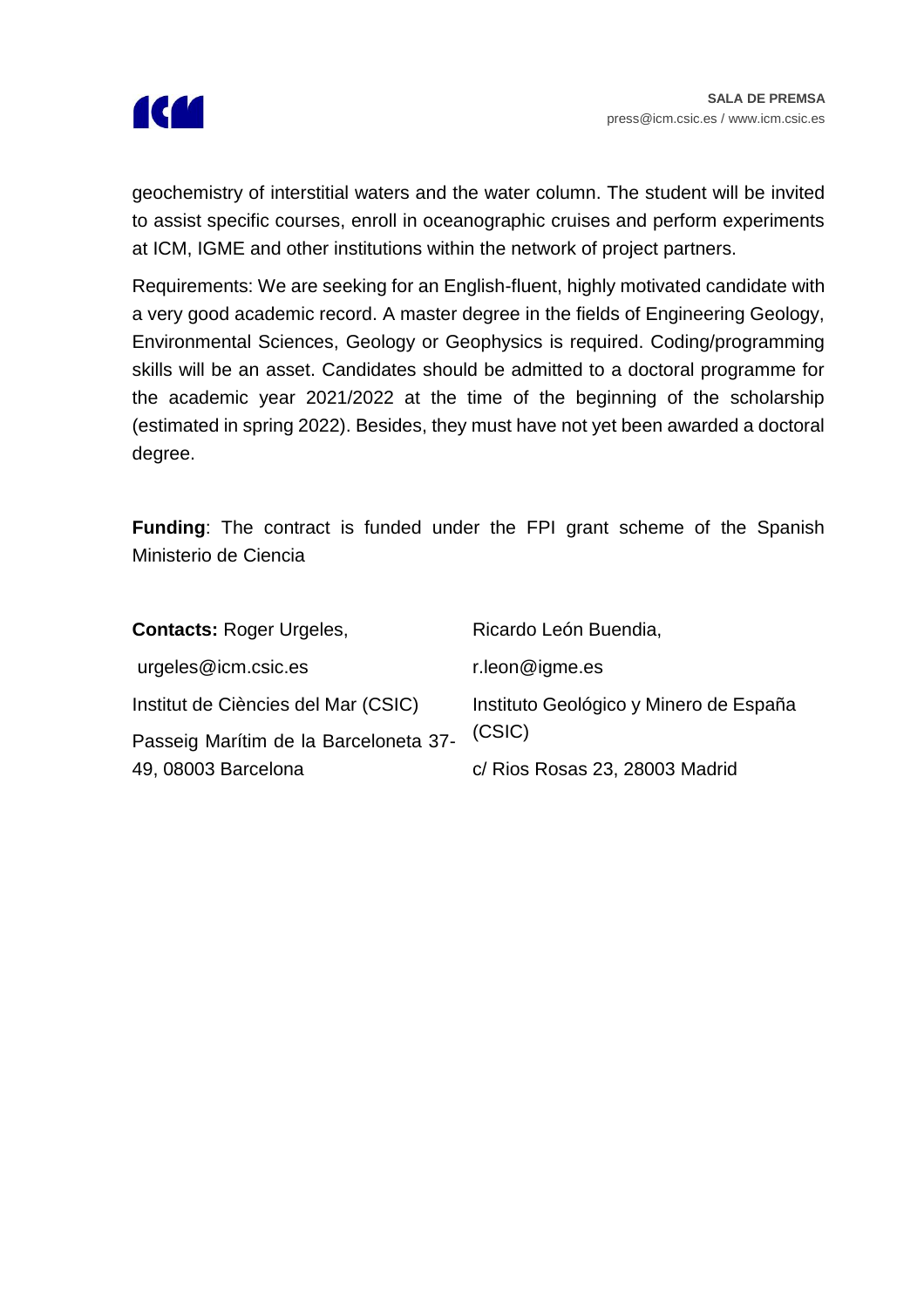geochemistry of interstitial waters and the water column. The student will be invited to assist specific courses, enroll in oceanographic cruises and perform experiments at ICM, IGME and other institutions within the network of project partners.

Requirements: We are seeking for an English-fluent, highly motivated candidate with a very good academic record. A master degree in the fields of Engineering Geology, Environmental Sciences, Geology or Geophysics is required. Coding/programming skills will be an asset. Candidates should be admitted to a doctoral programme for the academic year 2021/2022 at the time of the beginning of the scholarship (estimated in spring 2022). Besides, they must have not yet been awarded a doctoral degree.

**Funding**: The contract is funded under the FPI grant scheme of the Spanish Ministerio de Ciencia

**Contacts:** Roger Urgeles,
urgeles@icm.csic.es
Institut de Ciències del Mar (CSIC)
Passeig Marítim de la Barceloneta 37-49, 08003 Barcelona

Ricardo León Buendia,
r.leon@igme.es
Instituto Geológico y Minero de España (CSIC)
c/ Rios Rosas 23, 28003 Madrid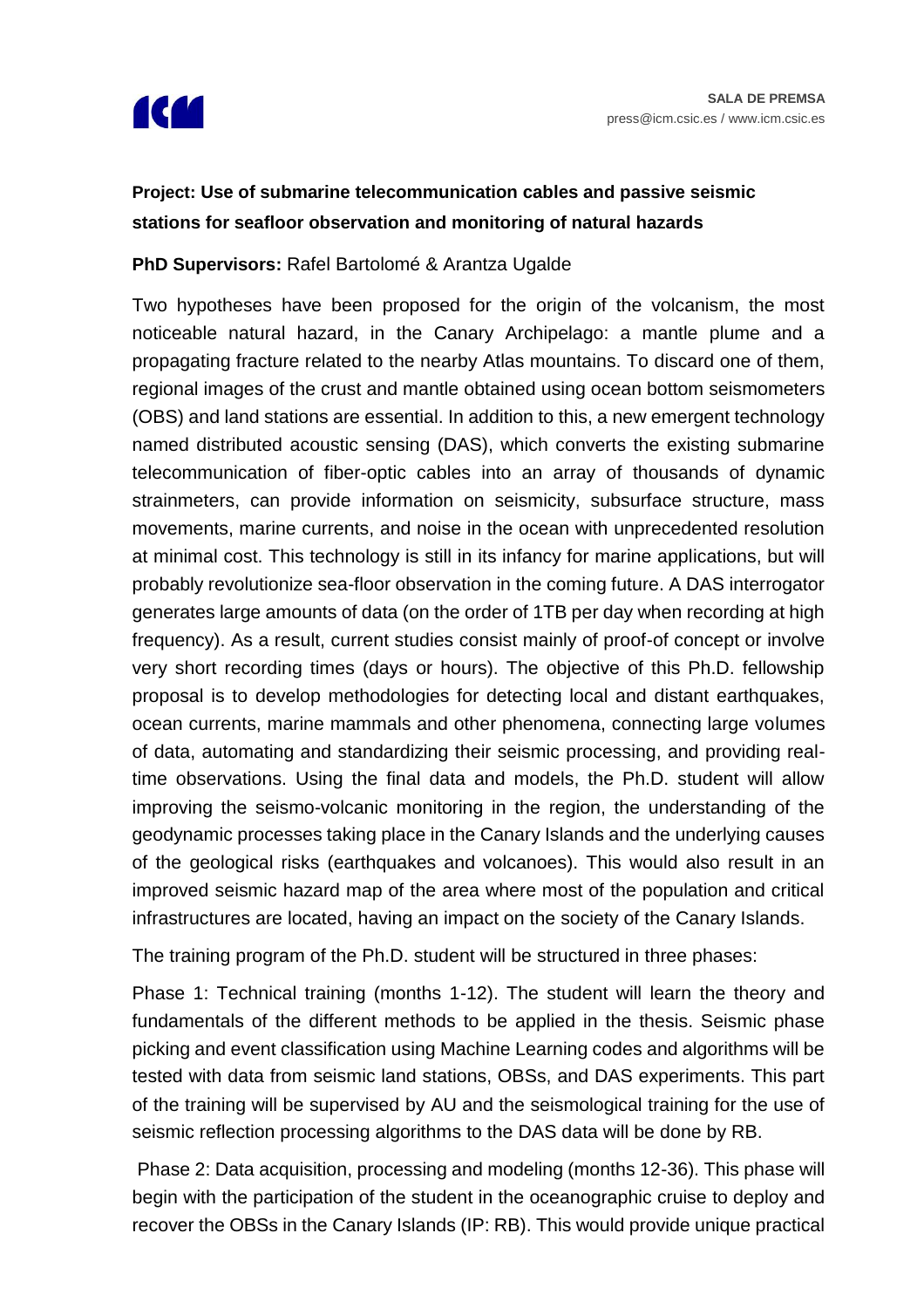**Project: Use of submarine telecommunication cables and passive seismic stations for seafloor observation and monitoring of natural hazards**

**PhD Supervisors:** Rafel Bartolomé & Arantza Ugalde

Two hypotheses have been proposed for the origin of the volcanism, the most noticeable natural hazard, in the Canary Archipelago: a mantle plume and a propagating fracture related to the nearby Atlas mountains. To discard one of them, regional images of the crust and mantle obtained using ocean bottom seismometers (OBS) and land stations are essential. In addition to this, a new emergent technology named distributed acoustic sensing (DAS), which converts the existing submarine telecommunication of fiber-optic cables into an array of thousands of dynamic strainmeters, can provide information on seismicity, subsurface structure, mass movements, marine currents, and noise in the ocean with unprecedented resolution at minimal cost. This technology is still in its infancy for marine applications, but will probably revolutionize sea-floor observation in the coming future. A DAS interrogator generates large amounts of data (on the order of 1TB per day when recording at high frequency). As a result, current studies consist mainly of proof-of concept or involve very short recording times (days or hours). The objective of this Ph.D. fellowship proposal is to develop methodologies for detecting local and distant earthquakes, ocean currents, marine mammals and other phenomena, connecting large volumes of data, automating and standardizing their seismic processing, and providing real-time observations. Using the final data and models, the Ph.D. student will allow improving the seismo-volcanic monitoring in the region, the understanding of the geodynamic processes taking place in the Canary Islands and the underlying causes of the geological risks (earthquakes and volcanoes). This would also result in an improved seismic hazard map of the area where most of the population and critical infrastructures are located, having an impact on the society of the Canary Islands.

The training program of the Ph.D. student will be structured in three phases:

Phase 1: Technical training (months 1-12). The student will learn the theory and fundamentals of the different methods to be applied in the thesis. Seismic phase picking and event classification using Machine Learning codes and algorithms will be tested with data from seismic land stations, OBSs, and DAS experiments. This part of the training will be supervised by AU and the seismological training for the use of seismic reflection processing algorithms to the DAS data will be done by RB.

Phase 2: Data acquisition, processing and modeling (months 12-36). This phase will begin with the participation of the student in the oceanographic cruise to deploy and recover the OBSs in the Canary Islands (IP: RB). This would provide unique practical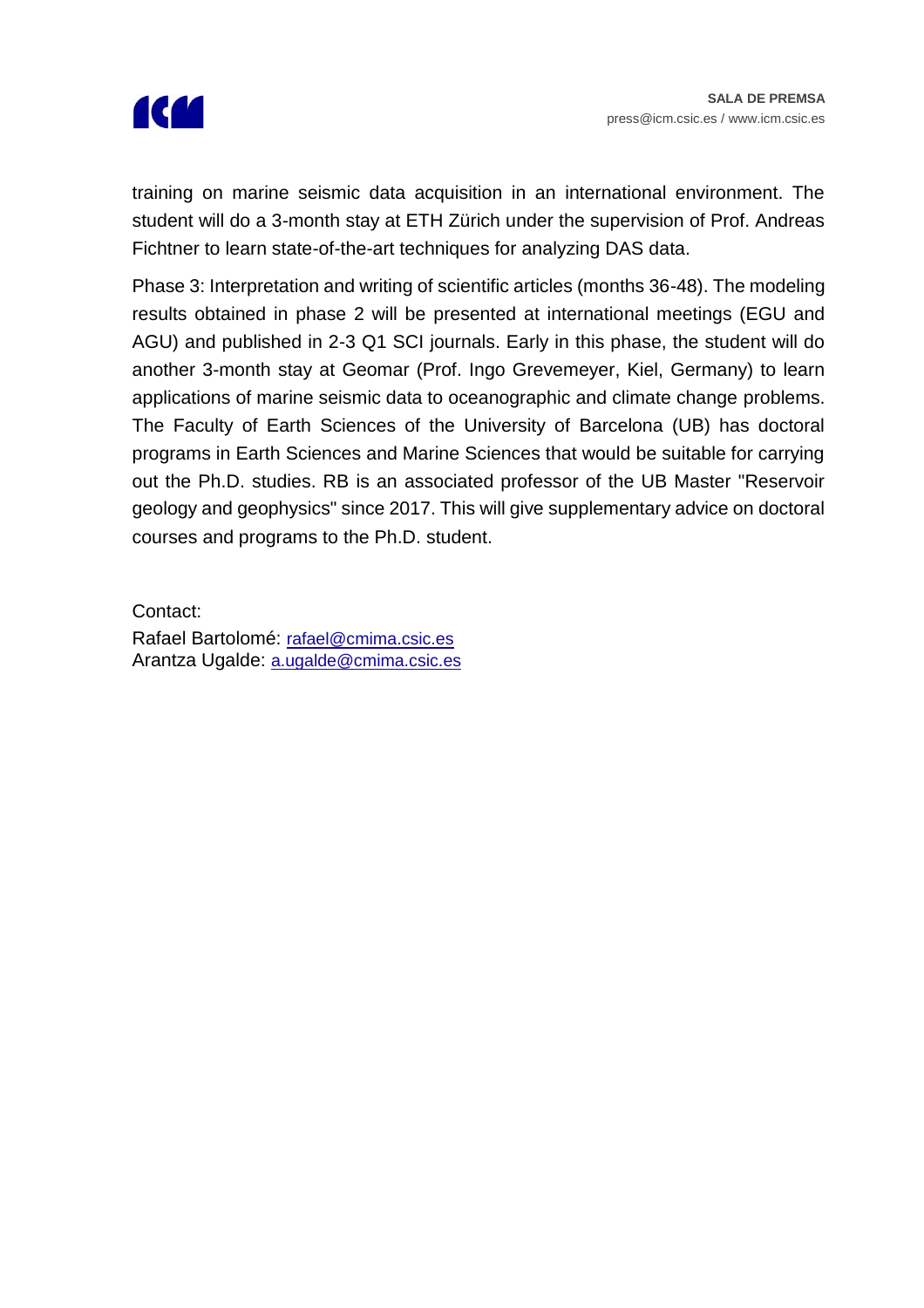training on marine seismic data acquisition in an international environment. The student will do a 3-month stay at ETH Zürich under the supervision of Prof. Andreas Fichtner to learn state-of-the-art techniques for analyzing DAS data.

Phase 3: Interpretation and writing of scientific articles (months 36-48). The modeling results obtained in phase 2 will be presented at international meetings (EGU and AGU) and published in 2-3 Q1 SCI journals. Early in this phase, the student will do another 3-month stay at Geomar (Prof. Ingo Grevemeyer, Kiel, Germany) to learn applications of marine seismic data to oceanographic and climate change problems. The Faculty of Earth Sciences of the University of Barcelona (UB) has doctoral programs in Earth Sciences and Marine Sciences that would be suitable for carrying out the Ph.D. studies. RB is an associated professor of the UB Master "Reservoir geology and geophysics" since 2017. This will give supplementary advice on doctoral courses and programs to the Ph.D. student.

Contact:
Rafael Bartolomé: rafael@cmima.csic.es
Arantza Ugalde: a.ugalde@cmima.csic.es